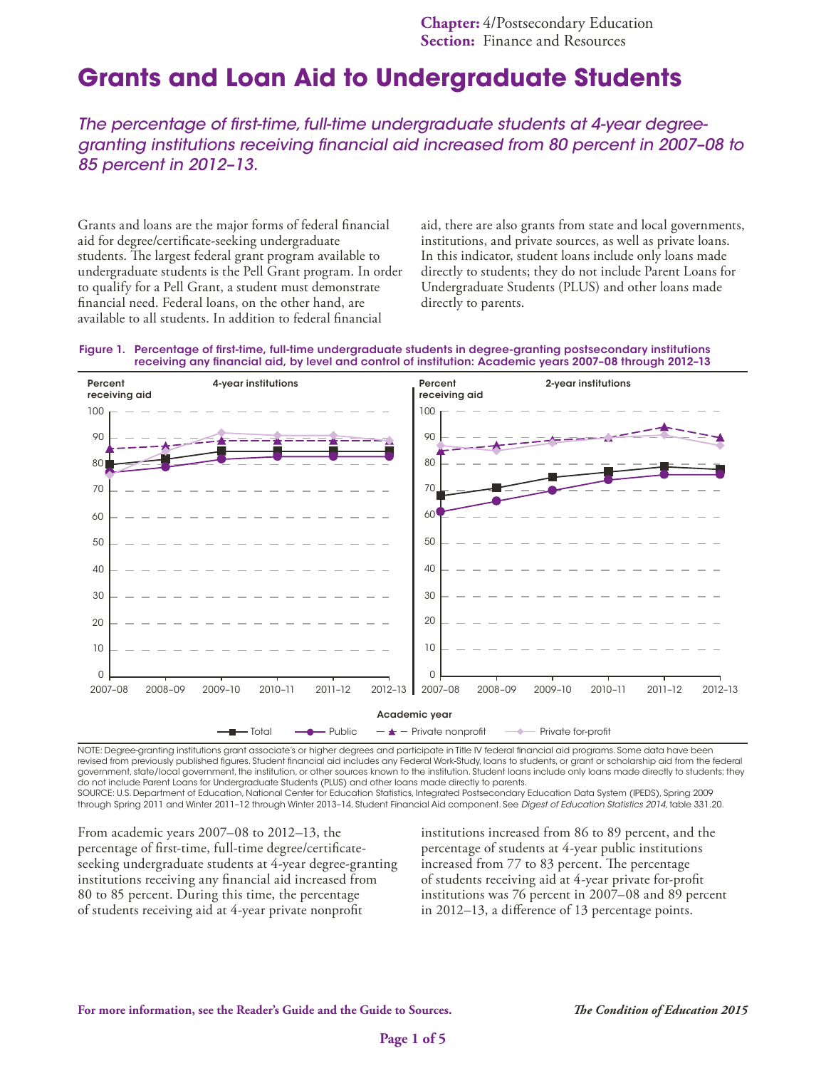Chapter: 4/Postsecondary Education
Section: Finance and Resources

# Grants and Loan Aid to Undergraduate Students

*The percentage of first-time, full-time undergraduate students at 4-year degree-granting institutions receiving financial aid increased from 80 percent in 2007–08 to 85 percent in 2012–13.*

Grants and loans are the major forms of federal financial aid for degree/certificate-seeking undergraduate students. The largest federal grant program available to undergraduate students is the Pell Grant program. In order to qualify for a Pell Grant, a student must demonstrate financial need. Federal loans, on the other hand, are available to all students. In addition to federal financial aid, there are also grants from state and local governments, institutions, and private sources, as well as private loans. In this indicator, student loans include only loans made directly to students; they do not include Parent Loans for Undergraduate Students (PLUS) and other loans made directly to parents.

**Figure 1. Percentage of first-time, full-time undergraduate students in degree-granting postsecondary institutions receiving any financial aid, by level and control of institution: Academic years 2007–08 through 2012–13**

NOTE: Degree-granting institutions grant associate's or higher degrees and participate in Title IV federal financial aid programs. Some data have been revised from previously published figures. Student financial aid includes any Federal Work-Study, loans to students, or grant or scholarship aid from the federal government, state/local government, the institution, or other sources known to the institution. Student loans include only loans made directly to students; they do not include Parent Loans for Undergraduate Students (PLUS) and other loans made directly to parents.
SOURCE: U.S. Department of Education, National Center for Education Statistics, Integrated Postsecondary Education Data System (IPEDS), Spring 2009 through Spring 2011 and Winter 2011–12 through Winter 2013–14, Student Financial Aid component. See *Digest of Education Statistics 2014*, table 331.20.

From academic years 2007–08 to 2012–13, the percentage of first-time, full-time degree/certificate-seeking undergraduate students at 4-year degree-granting institutions receiving any financial aid increased from 80 to 85 percent. During this time, the percentage of students receiving aid at 4-year private nonprofit institutions increased from 86 to 89 percent, and the percentage of students at 4-year public institutions increased from 77 to 83 percent. The percentage of students receiving aid at 4-year private for-profit institutions was 76 percent in 2007–08 and 89 percent in 2012–13, a difference of 13 percentage points.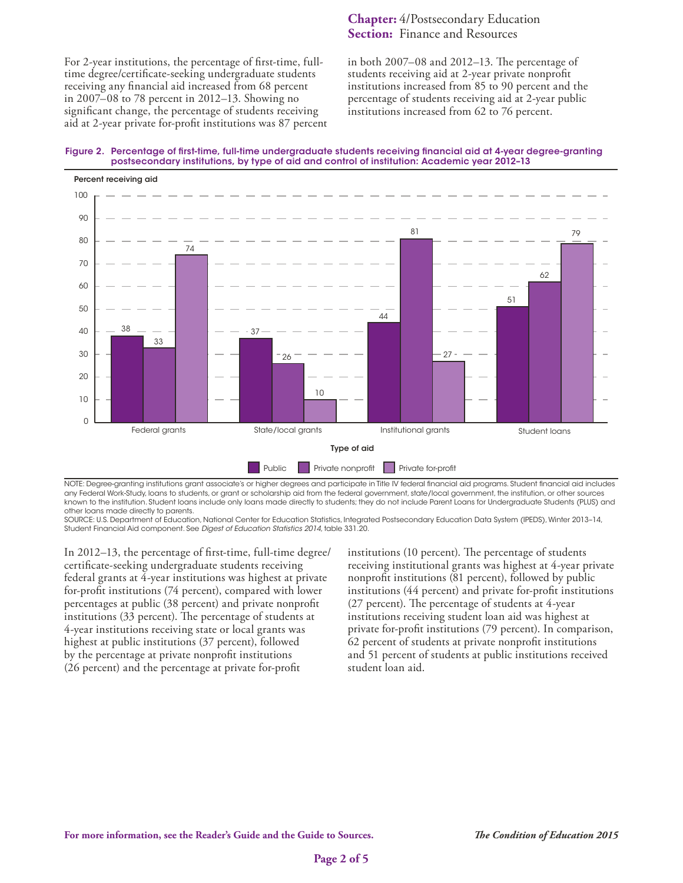For 2-year institutions, the percentage of first-time, full-time degree/certificate-seeking undergraduate students receiving any financial aid increased from 68 percent in 2007–08 to 78 percent in 2012–13. Showing no significant change, the percentage of students receiving aid at 2-year private for-profit institutions was 87 percent in both 2007–08 and 2012–13. The percentage of students receiving aid at 2-year private nonprofit institutions increased from 85 to 90 percent and the percentage of students receiving aid at 2-year public institutions increased from 62 to 76 percent.

**Figure 2. Percentage of first-time, full-time undergraduate students receiving financial aid at 4-year degree-granting postsecondary institutions, by type of aid and control of institution: Academic year 2012–13**

| Type of aid | Public | Private nonprofit | Private for-profit |
|---|---|---|---|
| Federal grants | 38 | 33 | 74 |
| State/local grants | 37 | 26 | 10 |
| Institutional grants | 44 | 81 | 27 |
| Student loans | 51 | 62 | 79 |

NOTE: Degree-granting institutions grant associate's or higher degrees and participate in Title IV federal financial aid programs. Student financial aid includes any Federal Work-Study, loans to students, or grant or scholarship aid from the federal government, state/local government, the institution, or other sources known to the institution. Student loans include only loans made directly to students; they do not include Parent Loans for Undergraduate Students (PLUS) and other loans made directly to parents.
SOURCE: U.S. Department of Education, National Center for Education Statistics, Integrated Postsecondary Education Data System (IPEDS), Winter 2013–14, Student Financial Aid component. See *Digest of Education Statistics 2014*, table 331.20.

In 2012–13, the percentage of first-time, full-time degree/certificate-seeking undergraduate students receiving federal grants at 4-year institutions was highest at private for-profit institutions (74 percent), compared with lower percentages at public (38 percent) and private nonprofit institutions (33 percent). The percentage of students at 4-year institutions receiving state or local grants was highest at public institutions (37 percent), followed by the percentage at private nonprofit institutions (26 percent) and the percentage at private for-profit institutions (10 percent). The percentage of students receiving institutional grants was highest at 4-year private nonprofit institutions (81 percent), followed by public institutions (44 percent) and private for-profit institutions (27 percent). The percentage of students at 4-year institutions receiving student loan aid was highest at private for-profit institutions (79 percent). In comparison, 62 percent of students at private nonprofit institutions and 51 percent of students at public institutions received student loan aid.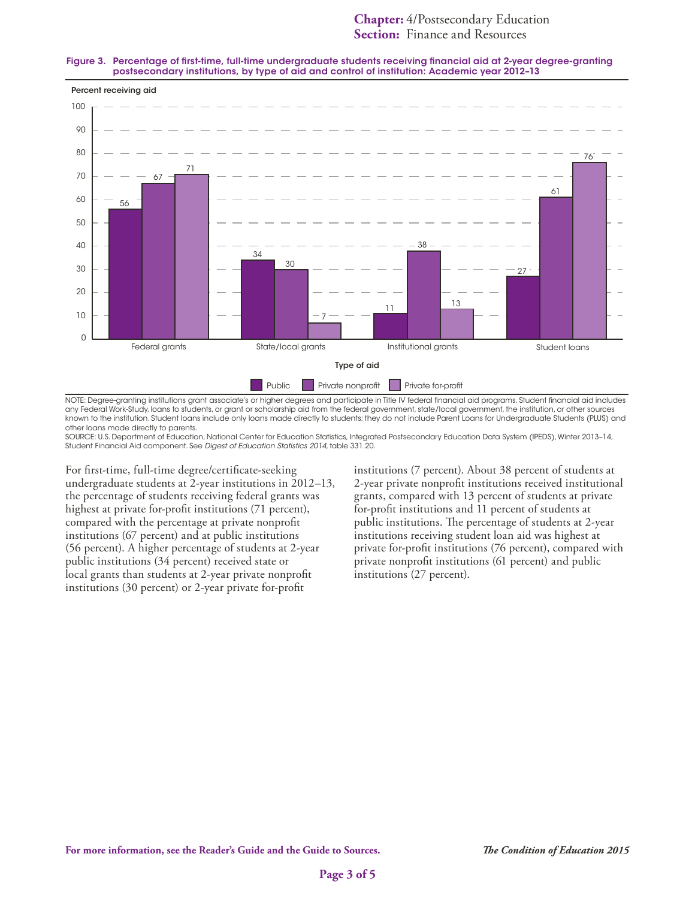Figure 3. Percentage of first-time, full-time undergraduate students receiving financial aid at 2-year degree-granting postsecondary institutions, by type of aid and control of institution: Academic year 2012–13

| Type of aid | Public | Private nonprofit | Private for-profit |
| --- | --- | --- | --- |
| Federal grants | 56 | 67 | 71 |
| State/local grants | 34 | 30 | 7 |
| Institutional grants | 11 | 38 | 13 |
| Student loans | 27 | 61 | 76 |

NOTE: Degree-granting institutions grant associate's or higher degrees and participate in Title IV federal financial aid programs. Student financial aid includes any Federal Work-Study, loans to students, or grant or scholarship aid from the federal government, state/local government, the institution, or other sources known to the institution. Student loans include only loans made directly to students; they do not include Parent Loans for Undergraduate Students (PLUS) and other loans made directly to parents.

SOURCE: U.S. Department of Education, National Center for Education Statistics, Integrated Postsecondary Education Data System (IPEDS), Winter 2013–14, Student Financial Aid component. See *Digest of Education Statistics 2014*, table 331.20.

For first-time, full-time degree/certificate-seeking undergraduate students at 2-year institutions in 2012–13, the percentage of students receiving federal grants was highest at private for-profit institutions (71 percent), compared with the percentage at private nonprofit institutions (67 percent) and at public institutions (56 percent). A higher percentage of students at 2-year public institutions (34 percent) received state or local grants than students at 2-year private nonprofit institutions (30 percent) or 2-year private for-profit institutions (7 percent). About 38 percent of students at 2-year private nonprofit institutions received institutional grants, compared with 13 percent of students at private for-profit institutions and 11 percent of students at public institutions. The percentage of students at 2-year institutions receiving student loan aid was highest at private for-profit institutions (76 percent), compared with private nonprofit institutions (61 percent) and public institutions (27 percent).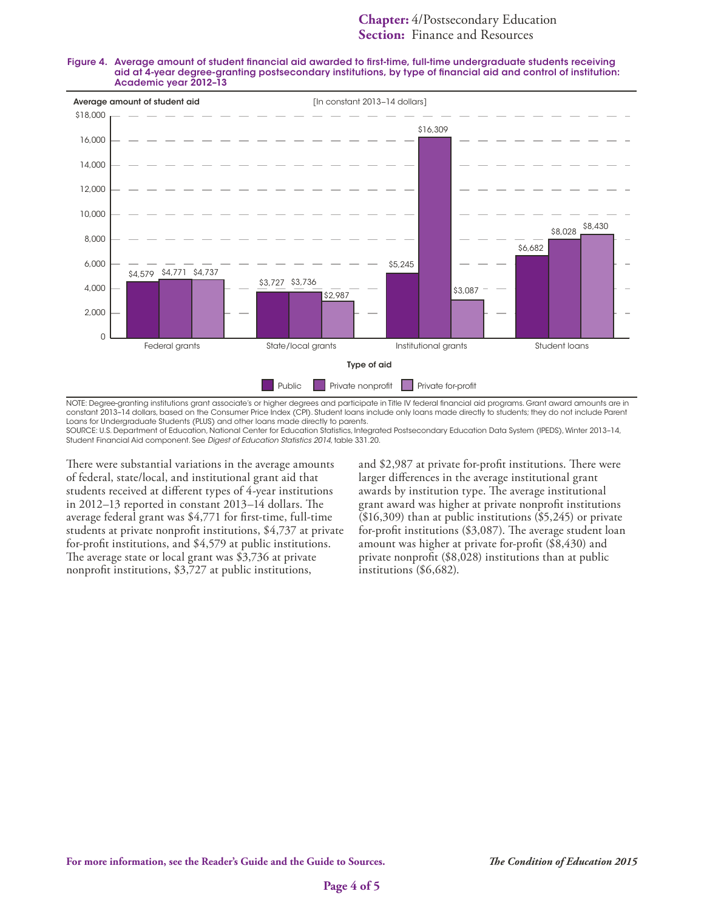**Figure 4. Average amount of student financial aid awarded to first-time, full-time undergraduate students receiving aid at 4-year degree-granting postsecondary institutions, by type of financial aid and control of institution: Academic year 2012–13**

[In constant 2013–14 dollars]

| Type of aid | Public | Private nonprofit | Private for-profit |
|---|---|---|---|
| Federal grants | $4,579 | $4,771 | $4,737 |
| State/local grants | $3,727 | $3,736 | $2,987 |
| Institutional grants | $5,245 | $16,309 | $3,087 |
| Student loans | $6,682 | $8,028 | $8,430 |

NOTE: Degree-granting institutions grant associate's or higher degrees and participate in Title IV federal financial aid programs. Grant award amounts are in constant 2013–14 dollars, based on the Consumer Price Index (CPI). Student loans include only loans made directly to students; they do not include Parent Loans for Undergraduate Students (PLUS) and other loans made directly to parents.
SOURCE: U.S. Department of Education, National Center for Education Statistics, Integrated Postsecondary Education Data System (IPEDS), Winter 2013–14, Student Financial Aid component. See *Digest of Education Statistics 2014*, table 331.20.

There were substantial variations in the average amounts of federal, state/local, and institutional grant aid that students received at different types of 4-year institutions in 2012–13 reported in constant 2013–14 dollars. The average federal grant was $4,771 for first-time, full-time students at private nonprofit institutions, $4,737 at private for-profit institutions, and $4,579 at public institutions. The average state or local grant was $3,736 at private nonprofit institutions, $3,727 at public institutions, and $2,987 at private for-profit institutions. There were larger differences in the average institutional grant awards by institution type. The average institutional grant award was higher at private nonprofit institutions ($16,309) than at public institutions ($5,245) or private for-profit institutions ($3,087). The average student loan amount was higher at private for-profit ($8,430) and private nonprofit ($8,028) institutions than at public institutions ($6,682).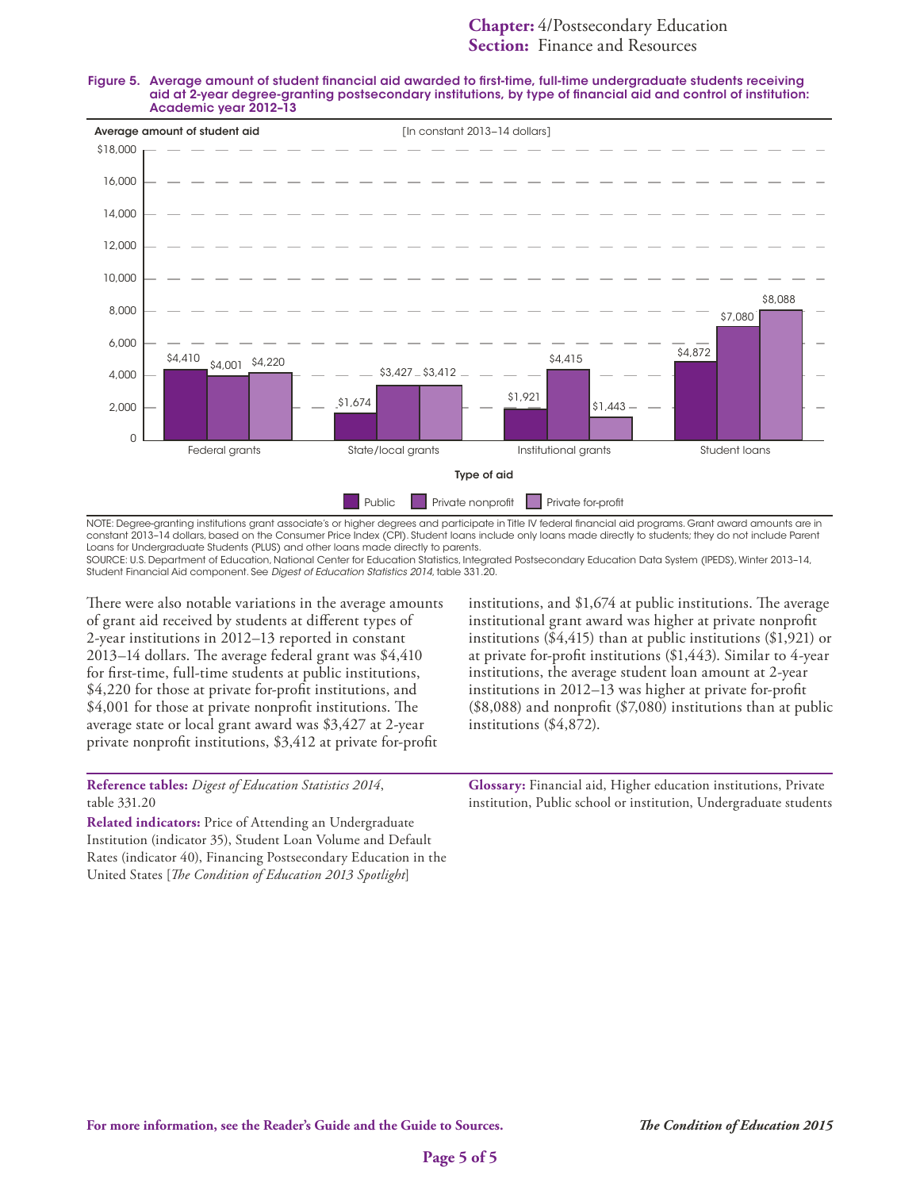**Chapter:** 4/Postsecondary Education
**Section:** Finance and Resources

**Figure 5. Average amount of student financial aid awarded to first-time, full-time undergraduate students receiving aid at 2-year degree-granting postsecondary institutions, by type of financial aid and control of institution: Academic year 2012–13**

Average amount of student aid

[In constant 2013–14 dollars]

$18,000
16,000
14,000
12,000
10,000
8,000
6,000
4,000
2,000
0

Federal grants: $4,410 $4,001 $4,220

State/local grants: $1,674 $3,427 $3,412

Institutional grants: $1,921 $4,415 $1,443

Student loans: $4,872 $7,080 $8,088

Type of aid

Public | Private nonprofit | Private for-profit

NOTE: Degree-granting institutions grant associate's or higher degrees and participate in Title IV federal financial aid programs. Grant award amounts are in constant 2013–14 dollars, based on the Consumer Price Index (CPI). Student loans include only loans made directly to students; they do not include Parent Loans for Undergraduate Students (PLUS) and other loans made directly to parents.
SOURCE: U.S. Department of Education, National Center for Education Statistics, Integrated Postsecondary Education Data System (IPEDS), Winter 2013–14, Student Financial Aid component. See *Digest of Education Statistics 2014*, table 331.20.

There were also notable variations in the average amounts of grant aid received by students at different types of 2-year institutions in 2012–13 reported in constant 2013–14 dollars. The average federal grant was $4,410 for first-time, full-time students at public institutions, $4,220 for those at private for-profit institutions, and $4,001 for those at private nonprofit institutions. The average state or local grant award was $3,427 at 2-year private nonprofit institutions, $3,412 at private for-profit institutions, and $1,674 at public institutions. The average institutional grant award was higher at private nonprofit institutions ($4,415) than at public institutions ($1,921) or at private for-profit institutions ($1,443). Similar to 4-year institutions, the average student loan amount at 2-year institutions in 2012–13 was higher at private for-profit ($8,088) and nonprofit ($7,080) institutions than at public institutions ($4,872).

**Reference tables:** *Digest of Education Statistics 2014*, table 331.20

**Related indicators:** Price of Attending an Undergraduate Institution (indicator 35), Student Loan Volume and Default Rates (indicator 40), Financing Postsecondary Education in the United States [*The Condition of Education 2013 Spotlight*]

**Glossary:** Financial aid, Higher education institutions, Private institution, Public school or institution, Undergraduate students

**For more information, see the Reader's Guide and the Guide to Sources.** *The Condition of Education 2015*